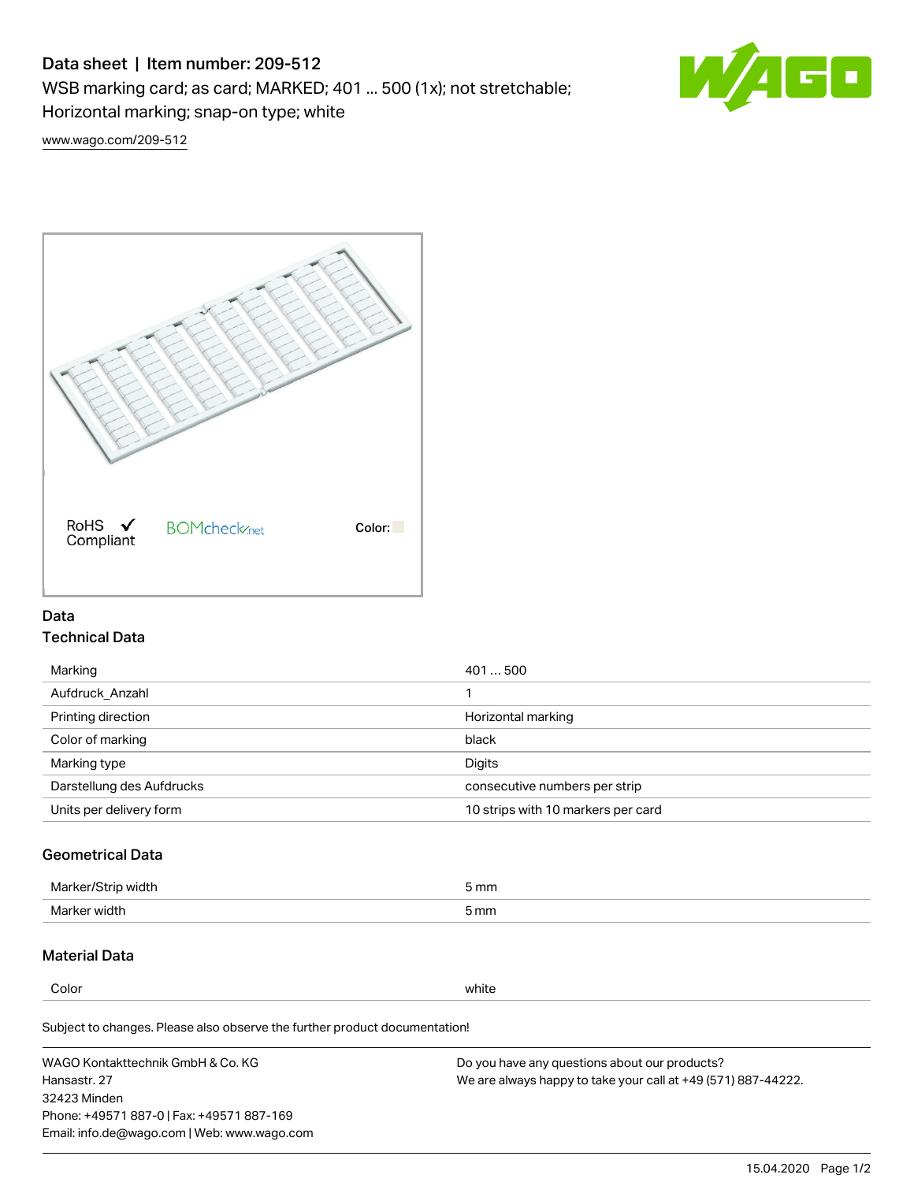# Data sheet | Item number: 209-512

WSB marking card; as card; MARKED; 401 ... 500 (1x); not stretchable; Horizontal marking; snap-on type; white

www.wago.com/209-512

RoHS ✓ Compliant

BOMcheck.net

Color:

## Data

### Technical Data

| | |
|---|---|
| Marking | 401 ... 500 |
| Aufdruck_Anzahl | 1 |
| Printing direction | Horizontal marking |
| Color of marking | black |
| Marking type | Digits |
| Darstellung des Aufdrucks | consecutive numbers per strip |
| Units per delivery form | 10 strips with 10 markers per card |

### Geometrical Data

| | |
|---|---|
| Marker/Strip width | 5 mm |
| Marker width | 5 mm |

### Material Data

| | |
|---|---|
| Color | white |

Subject to changes. Please also observe the further product documentation!

WAGO Kontakttechnik GmbH & Co. KG
Hansastr. 27
32423 Minden
Phone: +49571 887-0 | Fax: +49571 887-169
Email: info.de@wago.com | Web: www.wago.com

Do you have any questions about our products?
We are always happy to take your call at +49 (571) 887-44222.

15.04.2020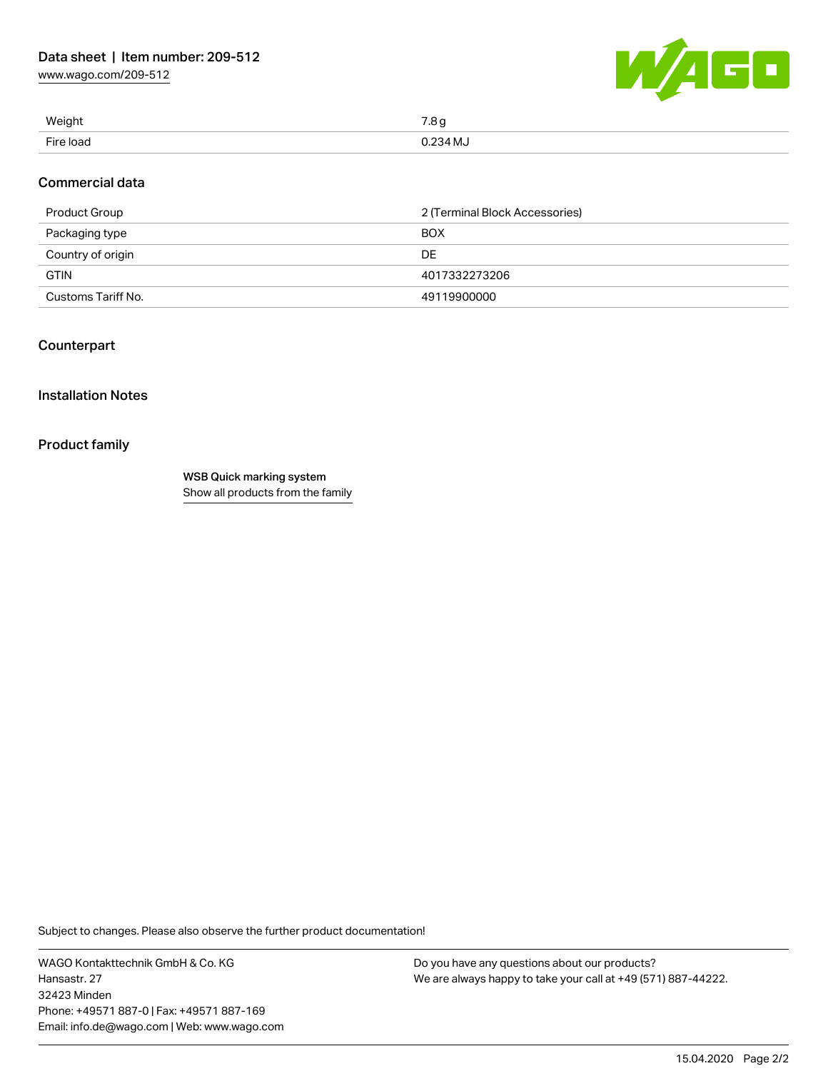| | |
|---|---|
| Weight | 7.8 g |
| Fire load | 0.234 MJ |

## Commercial data

| | |
|---|---|
| Product Group | 2 (Terminal Block Accessories) |
| Packaging type | BOX |
| Country of origin | DE |
| GTIN | 4017332273206 |
| Customs Tariff No. | 49119900000 |

## Counterpart

## Installation Notes

## Product family

**WSB Quick marking system**
Show all products from the family

Subject to changes. Please also observe the further product documentation!

WAGO Kontakttechnik GmbH & Co. KG
Hansastr. 27
32423 Minden
Phone: +49571 887-0 | Fax: +49571 887-169
Email: info.de@wago.com | Web: www.wago.com

Do you have any questions about our products?
We are always happy to take your call at +49 (571) 887-44222.

15.04.2020